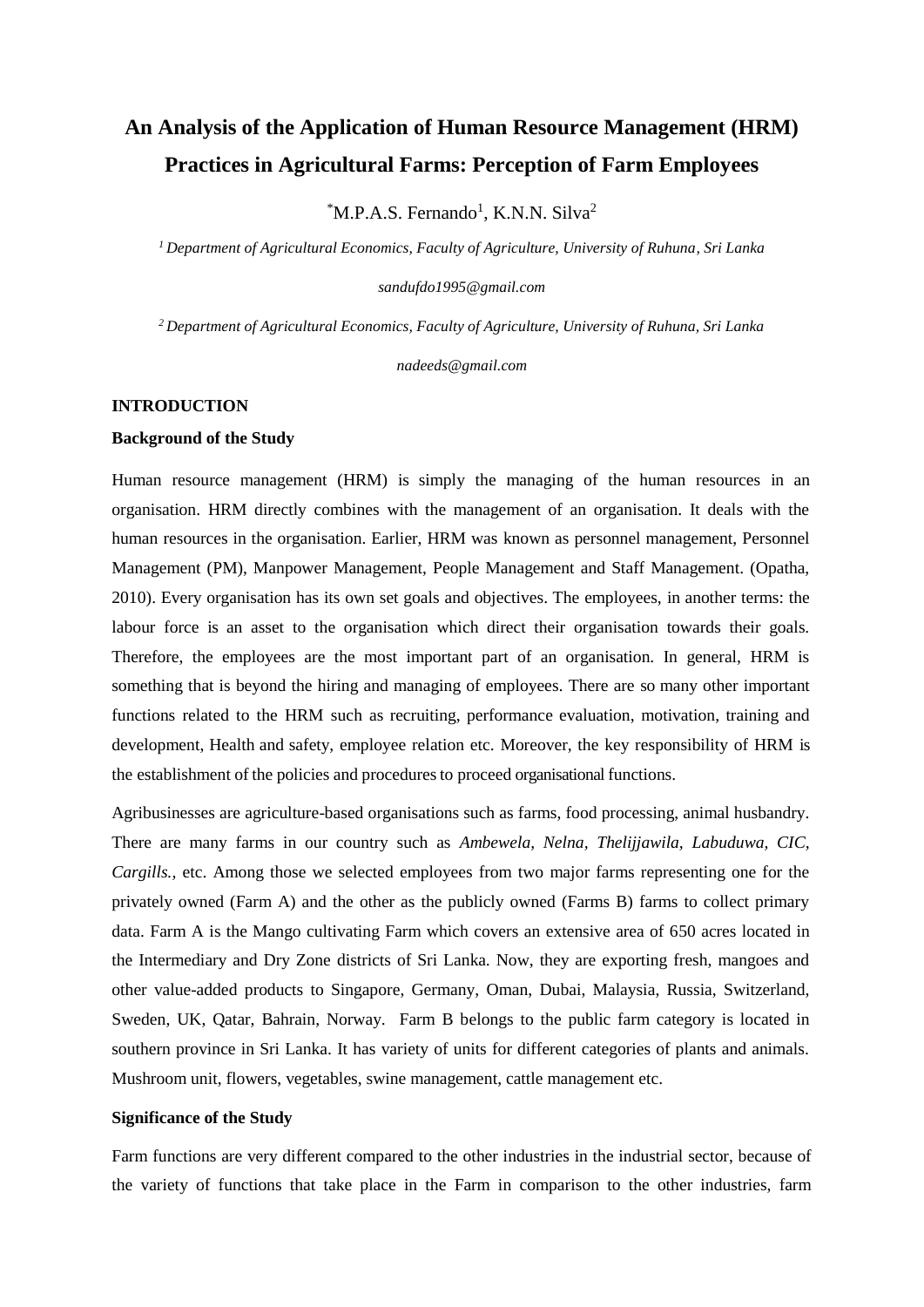# An Analysis of the Application of Human Resource Management (HRM) Practices in Agricultural Farms: Perception of Farm Employees

*M.P.A.S. Fernando[1], K.N.N. Silva[2]

[1] *Department of Agricultural Economics, Faculty of Agriculture, University of Ruhuna, Sri Lanka*

*sandufdo1995@gmail.com*

[2] *Department of Agricultural Economics, Faculty of Agriculture, University of Ruhuna, Sri Lanka*

*nadeeds@gmail.com*

## INTRODUCTION

### Background of the Study

Human resource management (HRM) is simply the managing of the human resources in an organisation. HRM directly combines with the management of an organisation. It deals with the human resources in the organisation. Earlier, HRM was known as personnel management, Personnel Management (PM), Manpower Management, People Management and Staff Management. (Opatha, 2010). Every organisation has its own set goals and objectives. The employees, in another terms: the labour force is an asset to the organisation which direct their organisation towards their goals. Therefore, the employees are the most important part of an organisation. In general, HRM is something that is beyond the hiring and managing of employees. There are so many other important functions related to the HRM such as recruiting, performance evaluation, motivation, training and development, Health and safety, employee relation etc. Moreover, the key responsibility of HRM is the establishment of the policies and procedures to proceed organisational functions.

Agribusinesses are agriculture-based organisations such as farms, food processing, animal husbandry. There are many farms in our country such as *Ambewela, Nelna, Thelijjawila, Labuduwa, CIC, Cargills.,* etc. Among those we selected employees from two major farms representing one for the privately owned (Farm A) and the other as the publicly owned (Farms B) farms to collect primary data. Farm A is the Mango cultivating Farm which covers an extensive area of 650 acres located in the Intermediary and Dry Zone districts of Sri Lanka. Now, they are exporting fresh, mangoes and other value-added products to Singapore, Germany, Oman, Dubai, Malaysia, Russia, Switzerland, Sweden, UK, Qatar, Bahrain, Norway. Farm B belongs to the public farm category is located in southern province in Sri Lanka. It has variety of units for different categories of plants and animals. Mushroom unit, flowers, vegetables, swine management, cattle management etc.

### Significance of the Study

Farm functions are very different compared to the other industries in the industrial sector, because of the variety of functions that take place in the Farm in comparison to the other industries, farm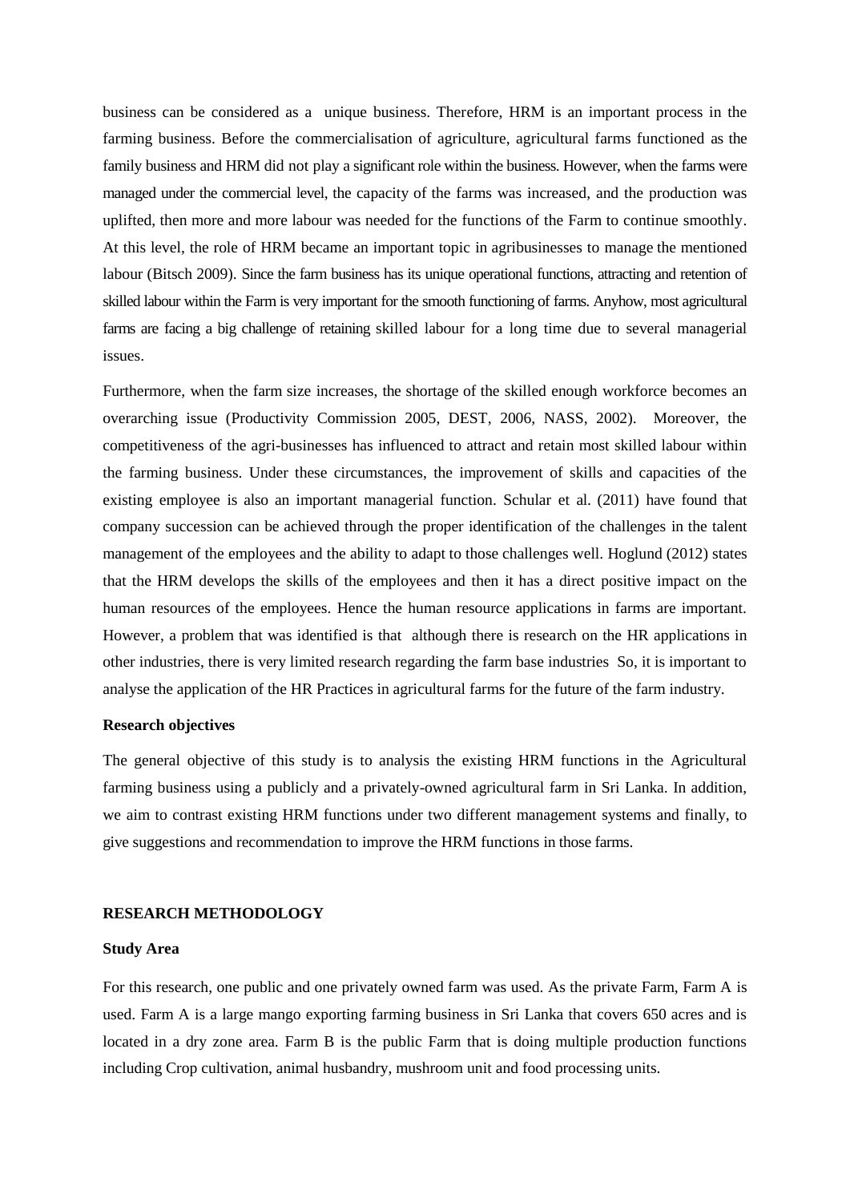business can be considered as a unique business. Therefore, HRM is an important process in the farming business. Before the commercialisation of agriculture, agricultural farms functioned as the family business and HRM did not play a significant role within the business. However, when the farms were managed under the commercial level, the capacity of the farms was increased, and the production was uplifted, then more and more labour was needed for the functions of the Farm to continue smoothly. At this level, the role of HRM became an important topic in agribusinesses to manage the mentioned labour (Bitsch 2009). Since the farm business has its unique operational functions, attracting and retention of skilled labour within the Farm is very important for the smooth functioning of farms. Anyhow, most agricultural farms are facing a big challenge of retaining skilled labour for a long time due to several managerial issues.

Furthermore, when the farm size increases, the shortage of the skilled enough workforce becomes an overarching issue (Productivity Commission 2005, DEST, 2006, NASS, 2002). Moreover, the competitiveness of the agri-businesses has influenced to attract and retain most skilled labour within the farming business. Under these circumstances, the improvement of skills and capacities of the existing employee is also an important managerial function. Schular et al. (2011) have found that company succession can be achieved through the proper identification of the challenges in the talent management of the employees and the ability to adapt to those challenges well. Hoglund (2012) states that the HRM develops the skills of the employees and then it has a direct positive impact on the human resources of the employees. Hence the human resource applications in farms are important. However, a problem that was identified is that although there is research on the HR applications in other industries, there is very limited research regarding the farm base industries So, it is important to analyse the application of the HR Practices in agricultural farms for the future of the farm industry.

**Research objectives**

The general objective of this study is to analysis the existing HRM functions in the Agricultural farming business using a publicly and a privately-owned agricultural farm in Sri Lanka. In addition, we aim to contrast existing HRM functions under two different management systems and finally, to give suggestions and recommendation to improve the HRM functions in those farms.

## RESEARCH METHODOLOGY

**Study Area**

For this research, one public and one privately owned farm was used. As the private Farm, Farm A is used. Farm A is a large mango exporting farming business in Sri Lanka that covers 650 acres and is located in a dry zone area. Farm B is the public Farm that is doing multiple production functions including Crop cultivation, animal husbandry, mushroom unit and food processing units.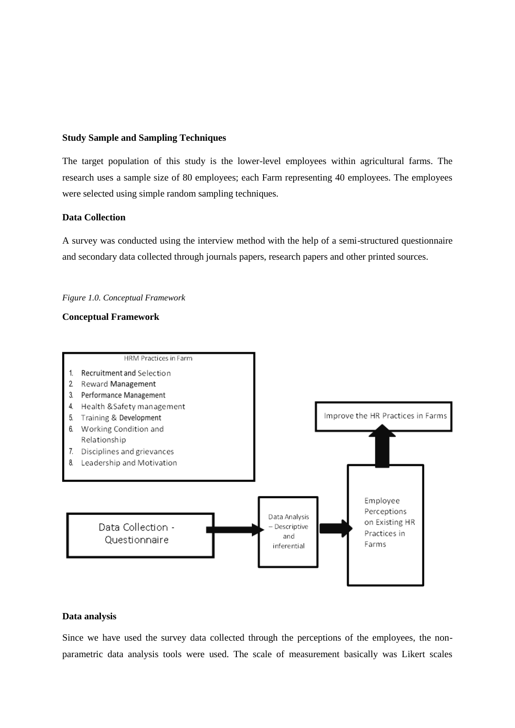**Study Sample and Sampling Techniques**

The target population of this study is the lower-level employees within agricultural farms. The research uses a sample size of 80 employees; each Farm representing 40 employees. The employees were selected using simple random sampling techniques.

**Data Collection**

A survey was conducted using the interview method with the help of a semi-structured questionnaire and secondary data collected through journals papers, research papers and other printed sources.

*Figure 1.0. Conceptual Framework*

**Conceptual Framework**

HRM Practices in Farm

1. Recruitment and Selection
2. Reward Management
3. Performance Management
4. Health &Safety management
5. Training & Development
6. Working Condition and Relationship
7. Disciplines and grievances
8. Leadership and Motivation

Data Collection - Questionnaire → Data Analysis – Descriptive and inferential → Employee Perceptions on Existing HR Practices in Farms → Improve the HR Practices in Farms

**Data analysis**

Since we have used the survey data collected through the perceptions of the employees, the non-parametric data analysis tools were used. The scale of measurement basically was Likert scales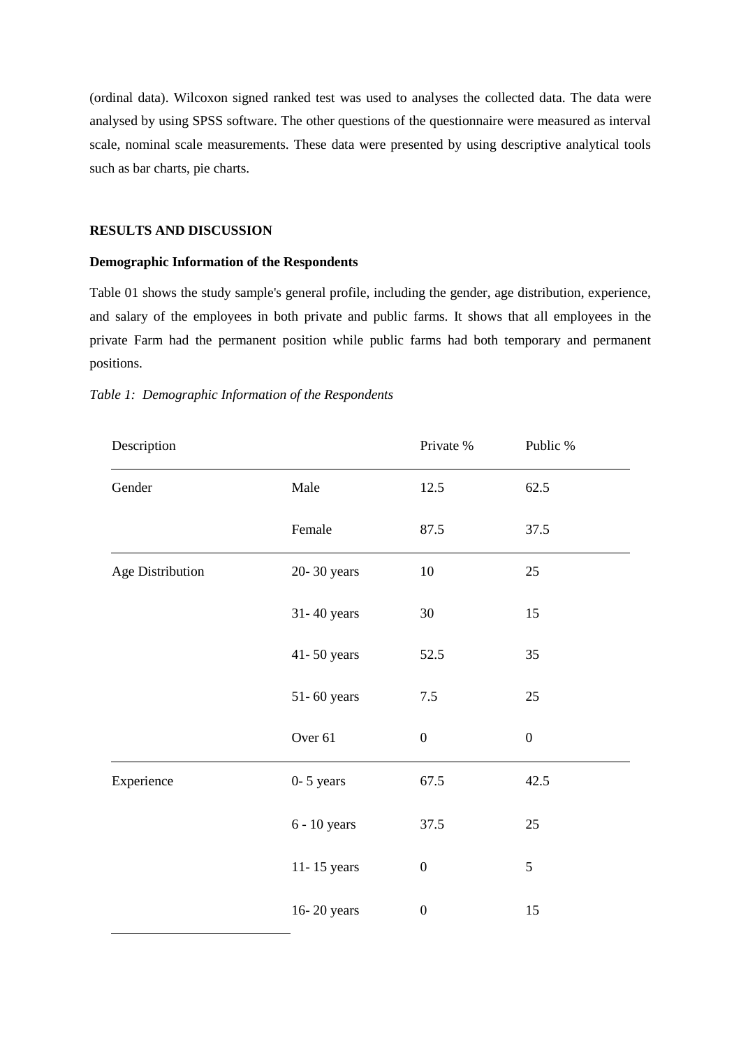(ordinal data). Wilcoxon signed ranked test was used to analyses the collected data. The data were analysed by using SPSS software. The other questions of the questionnaire were measured as interval scale, nominal scale measurements. These data were presented by using descriptive analytical tools such as bar charts, pie charts.

## RESULTS AND DISCUSSION

### Demographic Information of the Respondents

Table 01 shows the study sample's general profile, including the gender, age distribution, experience, and salary of the employees in both private and public farms. It shows that all employees in the private Farm had the permanent position while public farms had both temporary and permanent positions.

*Table 1: Demographic Information of the Respondents*

| Description | | Private % | Public % |
|---|---|---|---|
| Gender | Male | 12.5 | 62.5 |
| | Female | 87.5 | 37.5 |
| Age Distribution | 20- 30 years | 10 | 25 |
| | 31- 40 years | 30 | 15 |
| | 41- 50 years | 52.5 | 35 |
| | 51- 60 years | 7.5 | 25 |
| | Over 61 | 0 | 0 |
| Experience | 0- 5 years | 67.5 | 42.5 |
| | 6 - 10 years | 37.5 | 25 |
| | 11- 15 years | 0 | 5 |
| | 16- 20 years | 0 | 15 |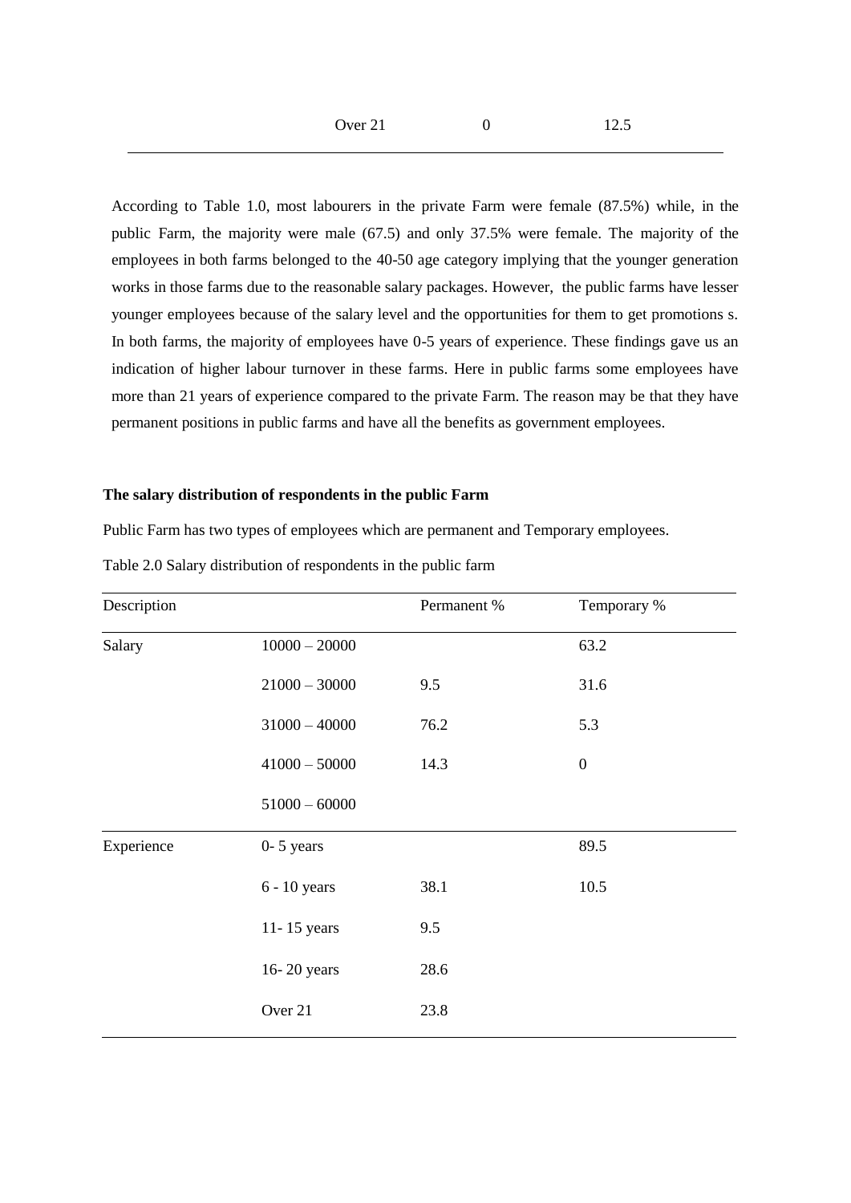| | Over 21 | 0 | 12.5 |
|---|---|---|---|

According to Table 1.0, most labourers in the private Farm were female (87.5%) while, in the public Farm, the majority were male (67.5) and only 37.5% were female. The majority of the employees in both farms belonged to the 40-50 age category implying that the younger generation works in those farms due to the reasonable salary packages. However, the public farms have lesser younger employees because of the salary level and the opportunities for them to get promotions s. In both farms, the majority of employees have 0-5 years of experience. These findings gave us an indication of higher labour turnover in these farms. Here in public farms some employees have more than 21 years of experience compared to the private Farm. The reason may be that they have permanent positions in public farms and have all the benefits as government employees.

**The salary distribution of respondents in the public Farm**

Public Farm has two types of employees which are permanent and Temporary employees.

Table 2.0 Salary distribution of respondents in the public farm

| Description | | Permanent % | Temporary % |
|---|---|---|---|
| Salary | 10000 – 20000 | | 63.2 |
| | 21000 – 30000 | 9.5 | 31.6 |
| | 31000 – 40000 | 76.2 | 5.3 |
| | 41000 – 50000 | 14.3 | 0 |
| | 51000 – 60000 | | |
| Experience | 0- 5 years | | 89.5 |
| | 6 - 10 years | 38.1 | 10.5 |
| | 11- 15 years | 9.5 | |
| | 16- 20 years | 28.6 | |
| | Over 21 | 23.8 | |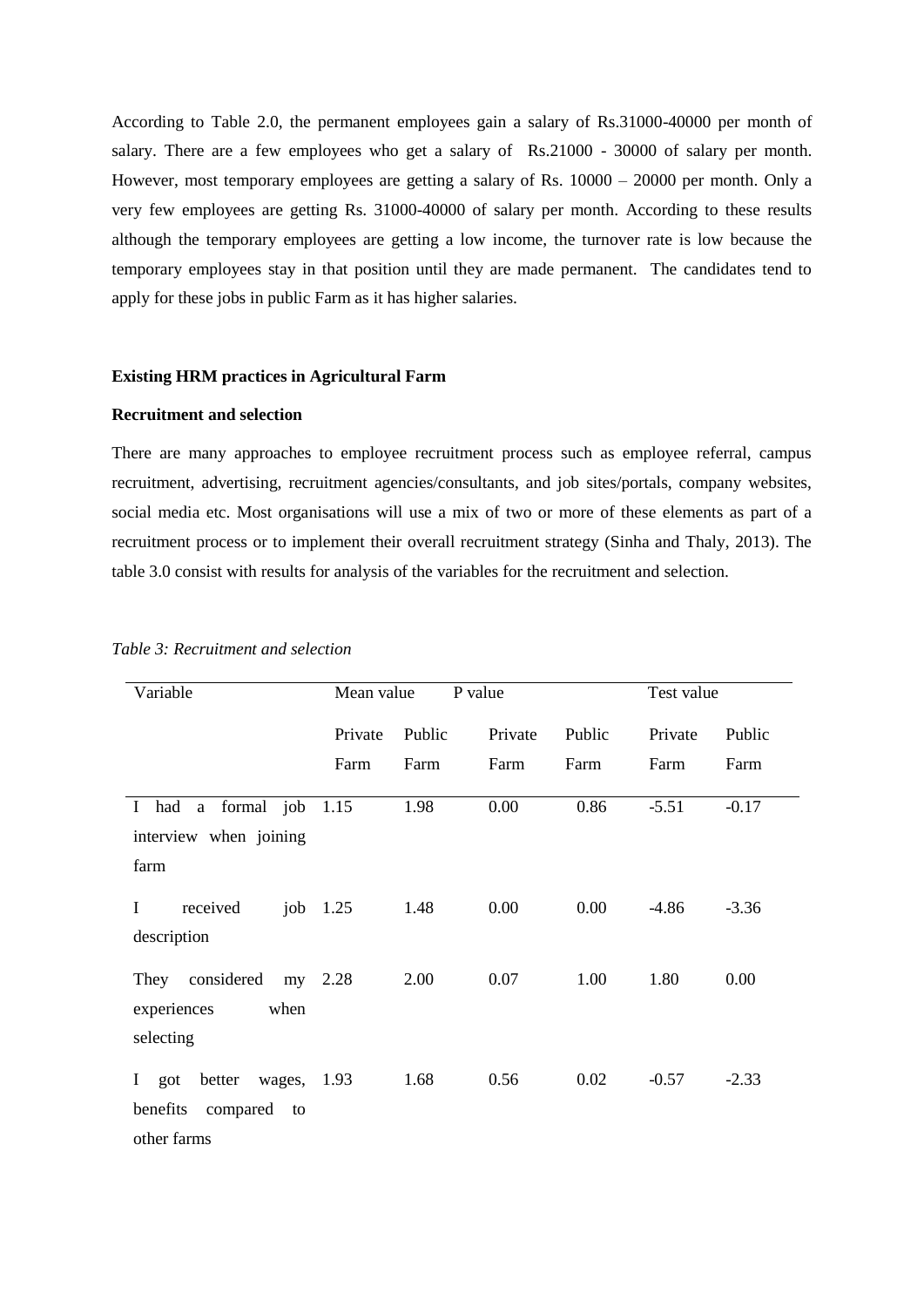According to Table 2.0, the permanent employees gain a salary of Rs.31000-40000 per month of salary. There are a few employees who get a salary of Rs.21000 - 30000 of salary per month. However, most temporary employees are getting a salary of Rs. 10000 – 20000 per month. Only a very few employees are getting Rs. 31000-40000 of salary per month. According to these results although the temporary employees are getting a low income, the turnover rate is low because the temporary employees stay in that position until they are made permanent. The candidates tend to apply for these jobs in public Farm as it has higher salaries.

**Existing HRM practices in Agricultural Farm**

**Recruitment and selection**

There are many approaches to employee recruitment process such as employee referral, campus recruitment, advertising, recruitment agencies/consultants, and job sites/portals, company websites, social media etc. Most organisations will use a mix of two or more of these elements as part of a recruitment process or to implement their overall recruitment strategy (Sinha and Thaly, 2013). The table 3.0 consist with results for analysis of the variables for the recruitment and selection.

*Table 3: Recruitment and selection*

| Variable | Mean value | | P value | | Test value | |
|---|---|---|---|---|---|---|
| | Private Farm | Public Farm | Private Farm | Public Farm | Private Farm | Public Farm |
| I had a formal job interview when joining farm | 1.15 | 1.98 | 0.00 | 0.86 | -5.51 | -0.17 |
| I received job description | 1.25 | 1.48 | 0.00 | 0.00 | -4.86 | -3.36 |
| They considered my experiences when selecting | 2.28 | 2.00 | 0.07 | 1.00 | 1.80 | 0.00 |
| I got better wages, benefits compared to other farms | 1.93 | 1.68 | 0.56 | 0.02 | -0.57 | -2.33 |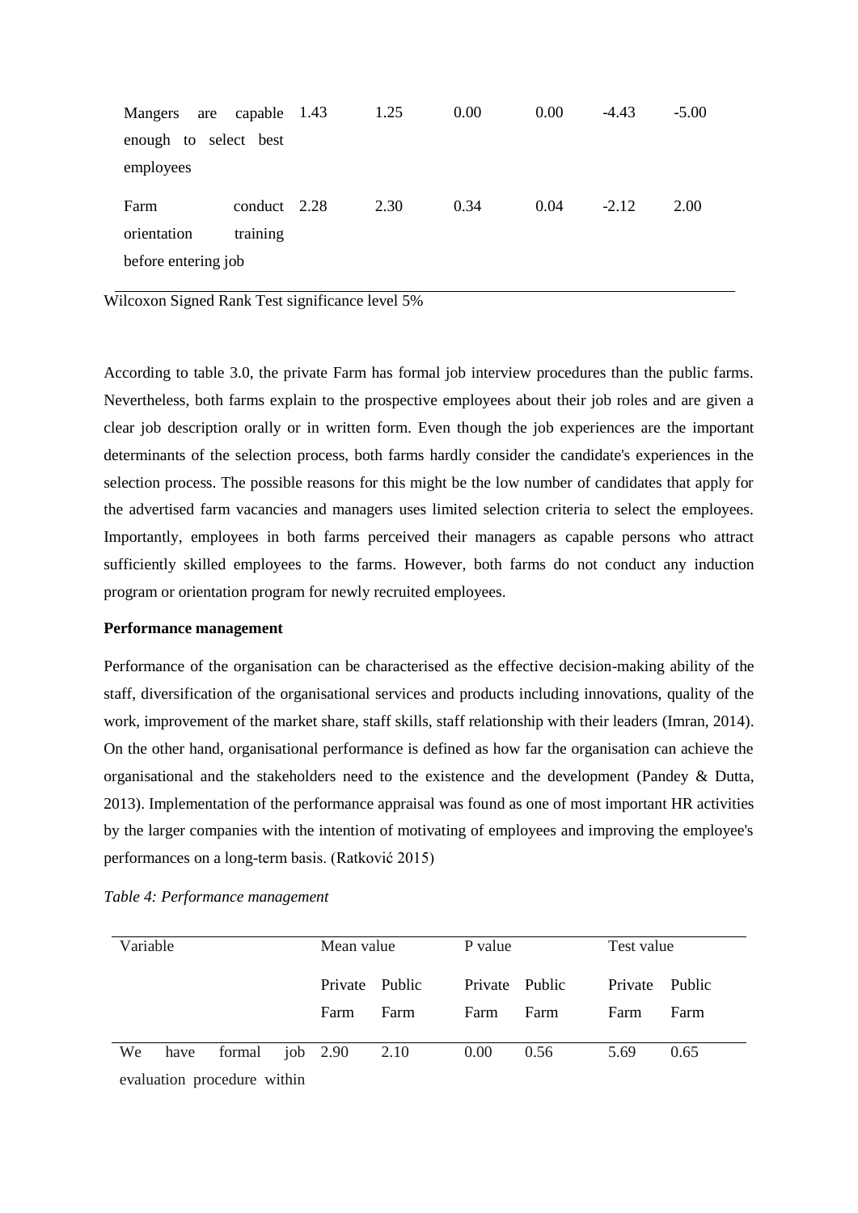| Mangers are capable enough to select best employees | 1.43 | 1.25 | 0.00 | 0.00 | -4.43 | -5.00 |
|---|---|---|---|---|---|---|
| Farm conduct orientation training before entering job | 2.28 | 2.30 | 0.34 | 0.04 | -2.12 | 2.00 |

Wilcoxon Signed Rank Test significance level 5%

According to table 3.0, the private Farm has formal job interview procedures than the public farms. Nevertheless, both farms explain to the prospective employees about their job roles and are given a clear job description orally or in written form. Even though the job experiences are the important determinants of the selection process, both farms hardly consider the candidate's experiences in the selection process. The possible reasons for this might be the low number of candidates that apply for the advertised farm vacancies and managers uses limited selection criteria to select the employees. Importantly, employees in both farms perceived their managers as capable persons who attract sufficiently skilled employees to the farms. However, both farms do not conduct any induction program or orientation program for newly recruited employees.

**Performance management**

Performance of the organisation can be characterised as the effective decision-making ability of the staff, diversification of the organisational services and products including innovations, quality of the work, improvement of the market share, staff skills, staff relationship with their leaders (Imran, 2014). On the other hand, organisational performance is defined as how far the organisation can achieve the organisational and the stakeholders need to the existence and the development (Pandey & Dutta, 2013). Implementation of the performance appraisal was found as one of most important HR activities by the larger companies with the intention of motivating of employees and improving the employee's performances on a long-term basis. (Ratković 2015)

*Table 4: Performance management*

| Variable | Mean value | | P value | | Test value | |
|---|---|---|---|---|---|---|
| | Private Farm | Public Farm | Private Farm | Public Farm | Private Farm | Public Farm |
| We have formal job evaluation procedure within | 2.90 | 2.10 | 0.00 | 0.56 | 5.69 | 0.65 |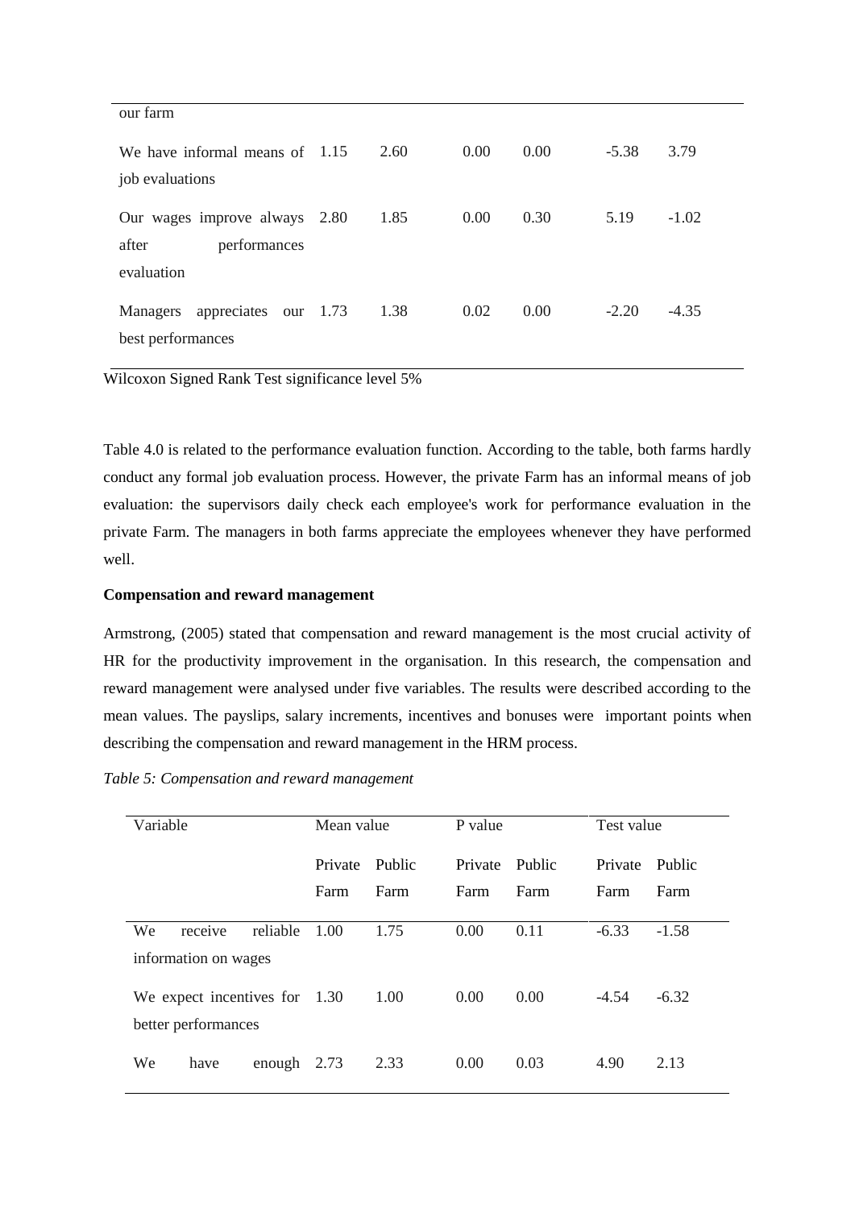| | | | | | | |
|---|---|---|---|---|---|---|
| our farm | | | | | | |
| We have informal means of job evaluations | 1.15 | 2.60 | 0.00 | 0.00 | -5.38 | 3.79 |
| Our wages improve always after performances evaluation | 2.80 | 1.85 | 0.00 | 0.30 | 5.19 | -1.02 |
| Managers appreciates our best performances | 1.73 | 1.38 | 0.02 | 0.00 | -2.20 | -4.35 |

Wilcoxon Signed Rank Test significance level 5%

Table 4.0 is related to the performance evaluation function. According to the table, both farms hardly conduct any formal job evaluation process. However, the private Farm has an informal means of job evaluation: the supervisors daily check each employee's work for performance evaluation in the private Farm. The managers in both farms appreciate the employees whenever they have performed well.

**Compensation and reward management**

Armstrong, (2005) stated that compensation and reward management is the most crucial activity of HR for the productivity improvement in the organisation. In this research, the compensation and reward management were analysed under five variables. The results were described according to the mean values. The payslips, salary increments, incentives and bonuses were important points when describing the compensation and reward management in the HRM process.

*Table 5: Compensation and reward management*

| Variable | Mean value | | P value | | Test value | |
|---|---|---|---|---|---|---|
| | Private Farm | Public Farm | Private Farm | Public Farm | Private Farm | Public Farm |
| We receive reliable information on wages | 1.00 | 1.75 | 0.00 | 0.11 | -6.33 | -1.58 |
| We expect incentives for better performances | 1.30 | 1.00 | 0.00 | 0.00 | -4.54 | -6.32 |
| We have enough | 2.73 | 2.33 | 0.00 | 0.03 | 4.90 | 2.13 |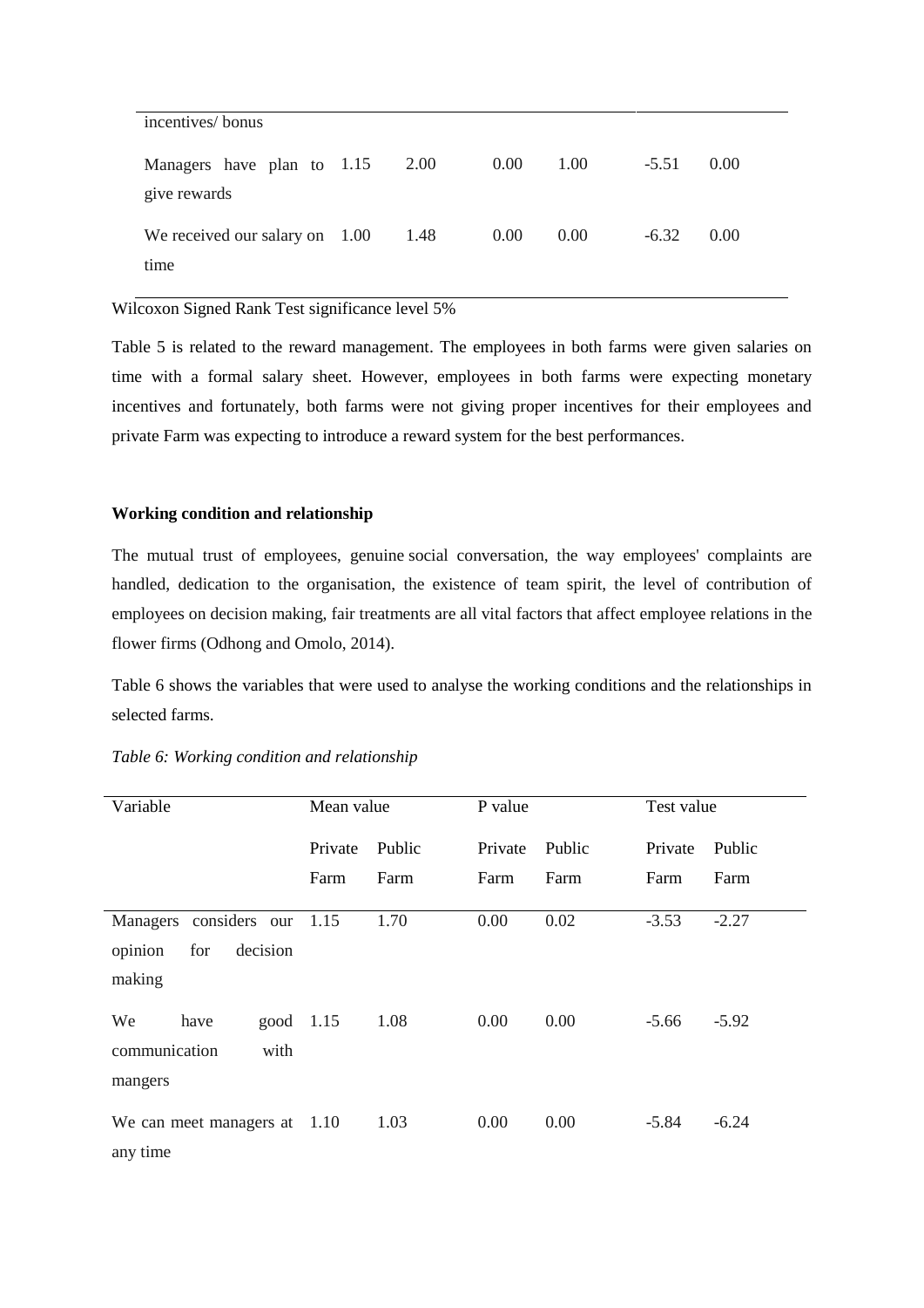| | | | | | | |
|---|---|---|---|---|---|---|
| incentives/ bonus | | | | | | |
| Managers have plan to give rewards | 1.15 | 2.00 | 0.00 | 1.00 | -5.51 | 0.00 |
| We received our salary on time | 1.00 | 1.48 | 0.00 | 0.00 | -6.32 | 0.00 |

Wilcoxon Signed Rank Test significance level 5%

Table 5 is related to the reward management. The employees in both farms were given salaries on time with a formal salary sheet. However, employees in both farms were expecting monetary incentives and fortunately, both farms were not giving proper incentives for their employees and private Farm was expecting to introduce a reward system for the best performances.

**Working condition and relationship**

The mutual trust of employees, genuine social conversation, the way employees' complaints are handled, dedication to the organisation, the existence of team spirit, the level of contribution of employees on decision making, fair treatments are all vital factors that affect employee relations in the flower firms (Odhong and Omolo, 2014).

Table 6 shows the variables that were used to analyse the working conditions and the relationships in selected farms.

*Table 6: Working condition and relationship*

| Variable | Mean value | | P value | | Test value | |
|---|---|---|---|---|---|---|
| | Private Farm | Public Farm | Private Farm | Public Farm | Private Farm | Public Farm |
| Managers considers our opinion for decision making | 1.15 | 1.70 | 0.00 | 0.02 | -3.53 | -2.27 |
| We have good communication with mangers | 1.15 | 1.08 | 0.00 | 0.00 | -5.66 | -5.92 |
| We can meet managers at any time | 1.10 | 1.03 | 0.00 | 0.00 | -5.84 | -6.24 |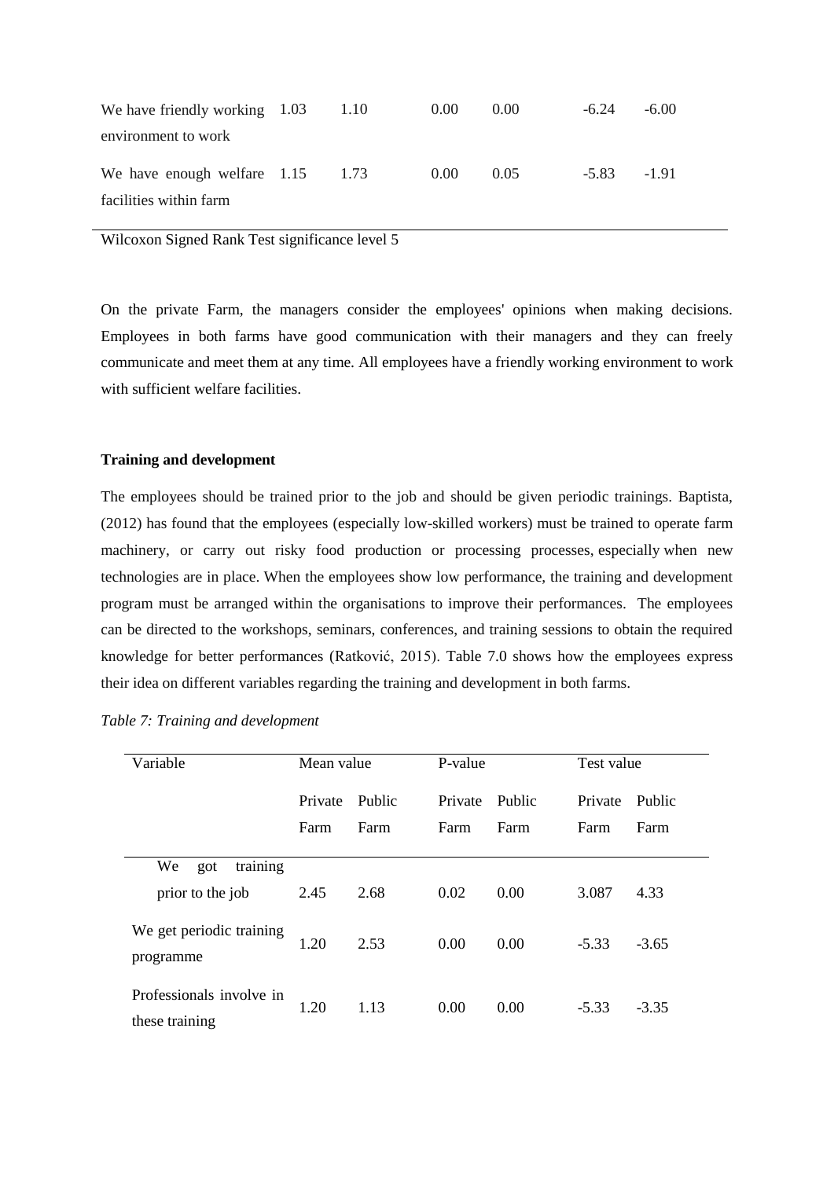| We have friendly working environment to work | 1.03 | 1.10 | 0.00 | 0.00 | -6.24 | -6.00 |
|---|---|---|---|---|---|---|
| We have enough welfare facilities within farm | 1.15 | 1.73 | 0.00 | 0.05 | -5.83 | -1.91 |

Wilcoxon Signed Rank Test significance level 5

On the private Farm, the managers consider the employees' opinions when making decisions. Employees in both farms have good communication with their managers and they can freely communicate and meet them at any time. All employees have a friendly working environment to work with sufficient welfare facilities.

**Training and development**

The employees should be trained prior to the job and should be given periodic trainings. Baptista, (2012) has found that the employees (especially low-skilled workers) must be trained to operate farm machinery, or carry out risky food production or processing processes, especially when new technologies are in place. When the employees show low performance, the training and development program must be arranged within the organisations to improve their performances. The employees can be directed to the workshops, seminars, conferences, and training sessions to obtain the required knowledge for better performances (Ratković, 2015). Table 7.0 shows how the employees express their idea on different variables regarding the training and development in both farms.

*Table 7: Training and development*

| Variable | Mean value | | P-value | | Test value | |
|---|---|---|---|---|---|---|
| | Private Farm | Public Farm | Private Farm | Public Farm | Private Farm | Public Farm |
| We got training prior to the job | 2.45 | 2.68 | 0.02 | 0.00 | 3.087 | 4.33 |
| We get periodic training programme | 1.20 | 2.53 | 0.00 | 0.00 | -5.33 | -3.65 |
| Professionals involve in these training | 1.20 | 1.13 | 0.00 | 0.00 | -5.33 | -3.35 |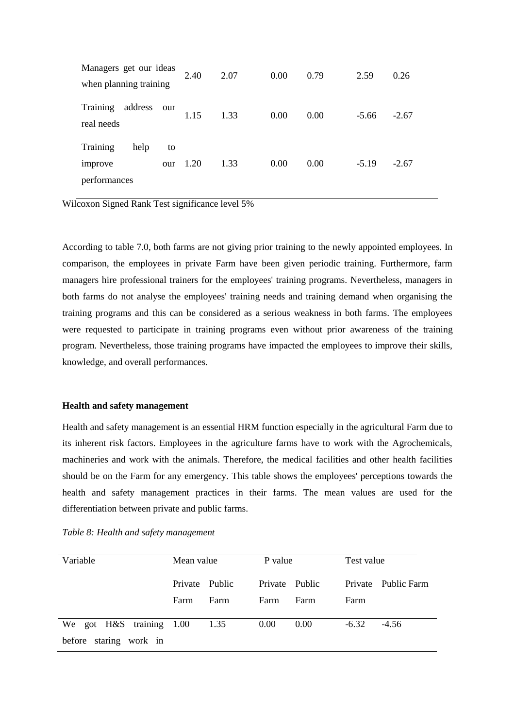| Variable | Mean value | | P value | | Test value | |
|---|---|---|---|---|---|---|
| | Private Farm | Public Farm | Private Farm | Public Farm | Private Farm | Public Farm |
| Managers get our ideas when planning training | 2.40 | 2.07 | 0.00 | 0.79 | 2.59 | 0.26 |
| Training address our real needs | 1.15 | 1.33 | 0.00 | 0.00 | -5.66 | -2.67 |
| Training help to improve our performances | 1.20 | 1.33 | 0.00 | 0.00 | -5.19 | -2.67 |

Wilcoxon Signed Rank Test significance level 5%

According to table 7.0, both farms are not giving prior training to the newly appointed employees. In comparison, the employees in private Farm have been given periodic training. Furthermore, farm managers hire professional trainers for the employees' training programs. Nevertheless, managers in both farms do not analyse the employees' training needs and training demand when organising the training programs and this can be considered as a serious weakness in both farms. The employees were requested to participate in training programs even without prior awareness of the training program. Nevertheless, those training programs have impacted the employees to improve their skills, knowledge, and overall performances.

**Health and safety management**

Health and safety management is an essential HRM function especially in the agricultural Farm due to its inherent risk factors. Employees in the agriculture farms have to work with the Agrochemicals, machineries and work with the animals. Therefore, the medical facilities and other health facilities should be on the Farm for any emergency. This table shows the employees' perceptions towards the health and safety management practices in their farms. The mean values are used for the differentiation between private and public farms.

*Table 8: Health and safety management*

| Variable | Mean value | | P value | | Test value | |
|---|---|---|---|---|---|---|
| | Private Farm | Public Farm | Private Farm | Public Farm | Private Farm | Public Farm |
| We got H&S training before staring work in | 1.00 | 1.35 | 0.00 | 0.00 | -6.32 | -4.56 |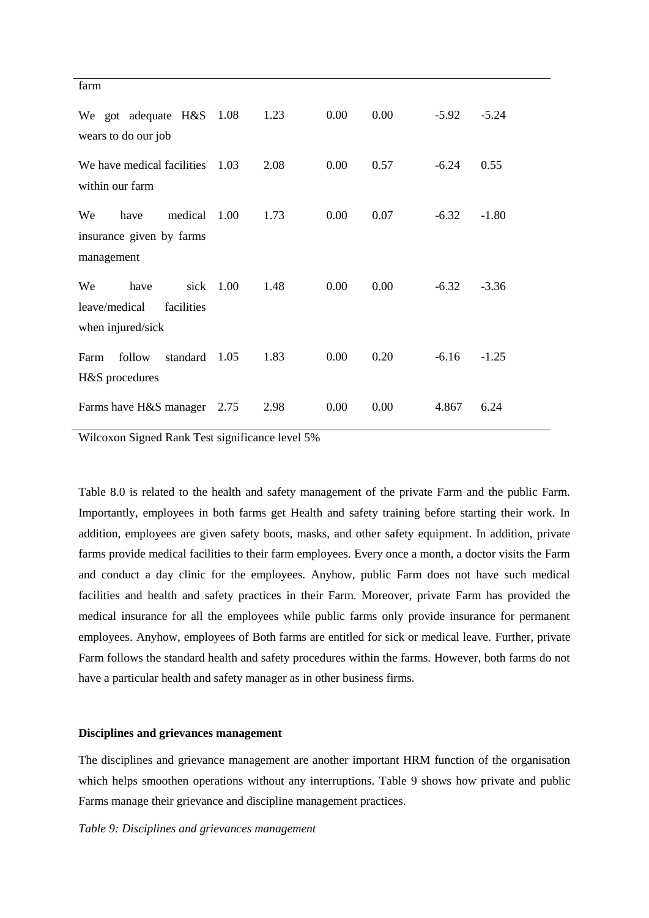| | | | | | | |
|---|---|---|---|---|---|---|
| farm | | | | | | |
| We got adequate H&S wears to do our job | 1.08 | 1.23 | 0.00 | 0.00 | -5.92 | -5.24 |
| We have medical facilities within our farm | 1.03 | 2.08 | 0.00 | 0.57 | -6.24 | 0.55 |
| We have medical insurance given by farms management | 1.00 | 1.73 | 0.00 | 0.07 | -6.32 | -1.80 |
| We have sick leave/medical facilities when injured/sick | 1.00 | 1.48 | 0.00 | 0.00 | -6.32 | -3.36 |
| Farm follow standard H&S procedures | 1.05 | 1.83 | 0.00 | 0.20 | -6.16 | -1.25 |
| Farms have H&S manager | 2.75 | 2.98 | 0.00 | 0.00 | 4.867 | 6.24 |

Wilcoxon Signed Rank Test significance level 5%

Table 8.0 is related to the health and safety management of the private Farm and the public Farm. Importantly, employees in both farms get Health and safety training before starting their work. In addition, employees are given safety boots, masks, and other safety equipment. In addition, private farms provide medical facilities to their farm employees. Every once a month, a doctor visits the Farm and conduct a day clinic for the employees. Anyhow, public Farm does not have such medical facilities and health and safety practices in their Farm. Moreover, private Farm has provided the medical insurance for all the employees while public farms only provide insurance for permanent employees. Anyhow, employees of Both farms are entitled for sick or medical leave. Further, private Farm follows the standard health and safety procedures within the farms. However, both farms do not have a particular health and safety manager as in other business firms.

**Disciplines and grievances management**

The disciplines and grievance management are another important HRM function of the organisation which helps smoothen operations without any interruptions. Table 9 shows how private and public Farms manage their grievance and discipline management practices.

*Table 9: Disciplines and grievances management*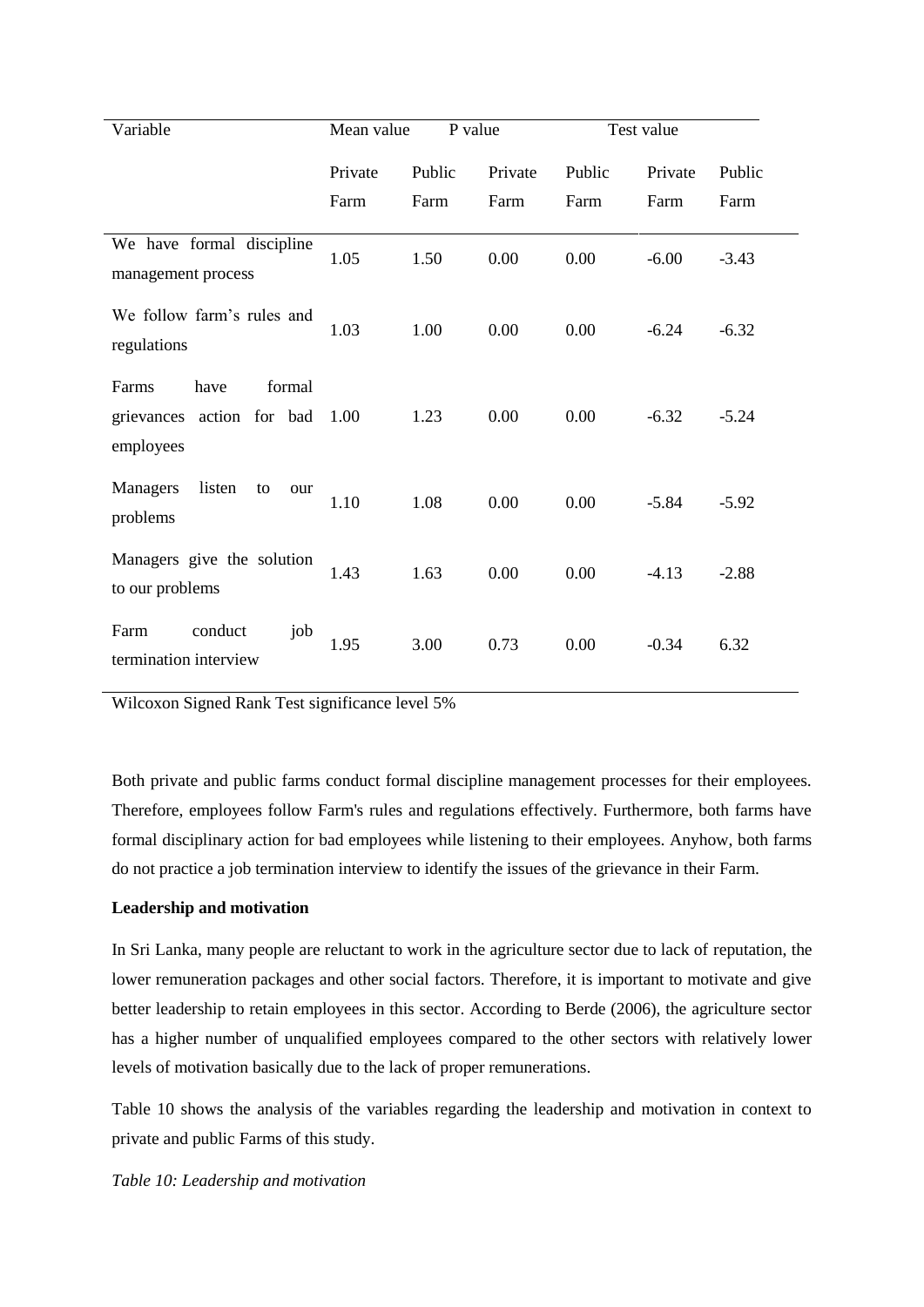| Variable | Mean value | | P value | | Test value | |
|---|---|---|---|---|---|---|
| | Private Farm | Public Farm | Private Farm | Public Farm | Private Farm | Public Farm |
| We have formal discipline management process | 1.05 | 1.50 | 0.00 | 0.00 | -6.00 | -3.43 |
| We follow farm's rules and regulations | 1.03 | 1.00 | 0.00 | 0.00 | -6.24 | -6.32 |
| Farms have formal grievances action for bad employees | 1.00 | 1.23 | 0.00 | 0.00 | -6.32 | -5.24 |
| Managers listen to our problems | 1.10 | 1.08 | 0.00 | 0.00 | -5.84 | -5.92 |
| Managers give the solution to our problems | 1.43 | 1.63 | 0.00 | 0.00 | -4.13 | -2.88 |
| Farm conduct job termination interview | 1.95 | 3.00 | 0.73 | 0.00 | -0.34 | 6.32 |

Wilcoxon Signed Rank Test significance level 5%

Both private and public farms conduct formal discipline management processes for their employees. Therefore, employees follow Farm's rules and regulations effectively. Furthermore, both farms have formal disciplinary action for bad employees while listening to their employees. Anyhow, both farms do not practice a job termination interview to identify the issues of the grievance in their Farm.

**Leadership and motivation**

In Sri Lanka, many people are reluctant to work in the agriculture sector due to lack of reputation, the lower remuneration packages and other social factors. Therefore, it is important to motivate and give better leadership to retain employees in this sector. According to Berde (2006), the agriculture sector has a higher number of unqualified employees compared to the other sectors with relatively lower levels of motivation basically due to the lack of proper remunerations.

Table 10 shows the analysis of the variables regarding the leadership and motivation in context to private and public Farms of this study.

*Table 10: Leadership and motivation*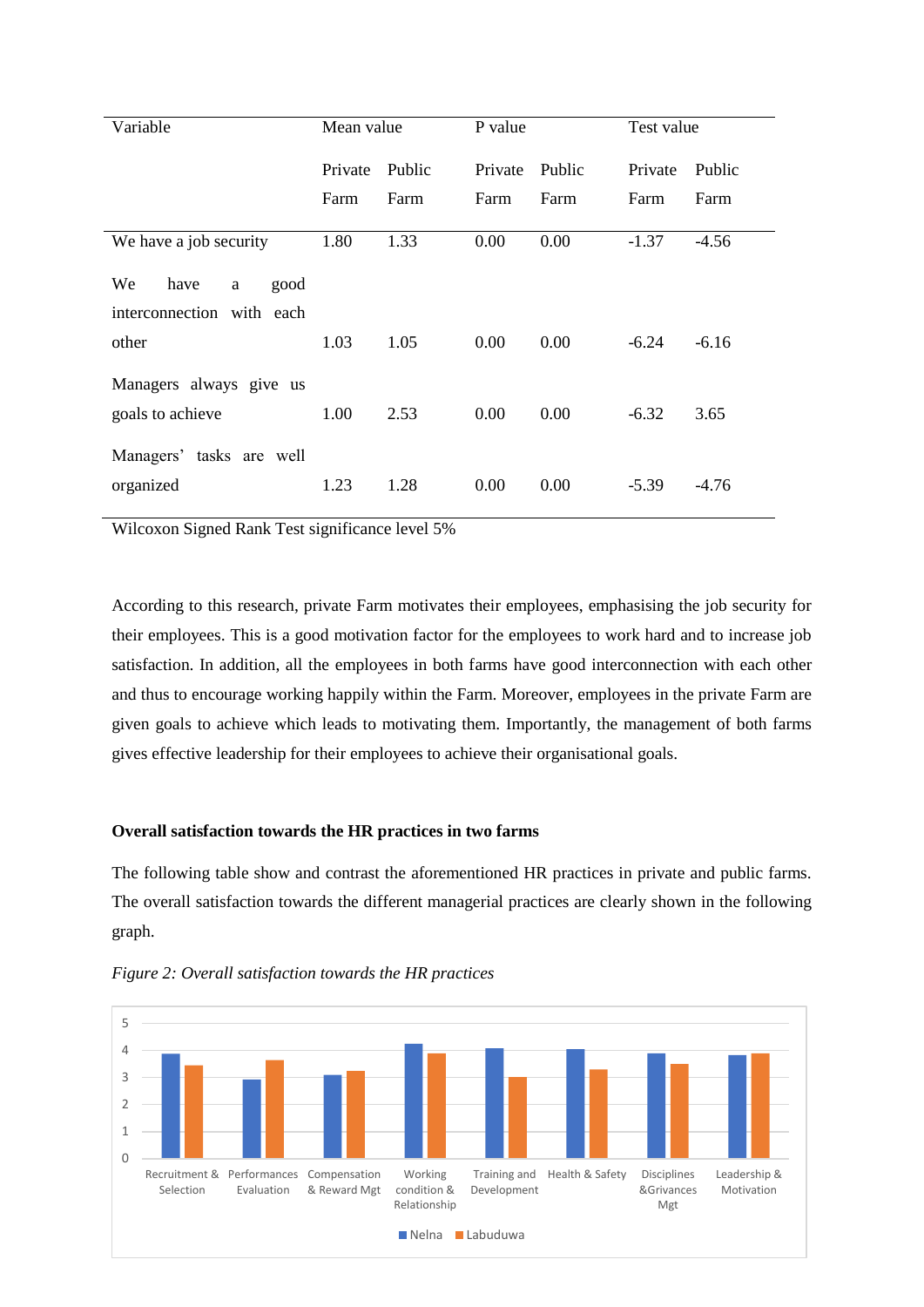| Variable | Mean value | | P value | | Test value | |
|---|---|---|---|---|---|---|
| | Private Farm | Public Farm | Private Farm | Public Farm | Private Farm | Public Farm |
| We have a job security | 1.80 | 1.33 | 0.00 | 0.00 | -1.37 | -4.56 |
| We have a good interconnection with each other | 1.03 | 1.05 | 0.00 | 0.00 | -6.24 | -6.16 |
| Managers always give us goals to achieve | 1.00 | 2.53 | 0.00 | 0.00 | -6.32 | 3.65 |
| Managers' tasks are well organized | 1.23 | 1.28 | 0.00 | 0.00 | -5.39 | -4.76 |

Wilcoxon Signed Rank Test significance level 5%

According to this research, private Farm motivates their employees, emphasising the job security for their employees. This is a good motivation factor for the employees to work hard and to increase job satisfaction. In addition, all the employees in both farms have good interconnection with each other and thus to encourage working happily within the Farm. Moreover, employees in the private Farm are given goals to achieve which leads to motivating them. Importantly, the management of both farms gives effective leadership for their employees to achieve their organisational goals.

### Overall satisfaction towards the HR practices in two farms

The following table show and contrast the aforementioned HR practices in private and public farms. The overall satisfaction towards the different managerial practices are clearly shown in the following graph.

*Figure 2: Overall satisfaction towards the HR practices*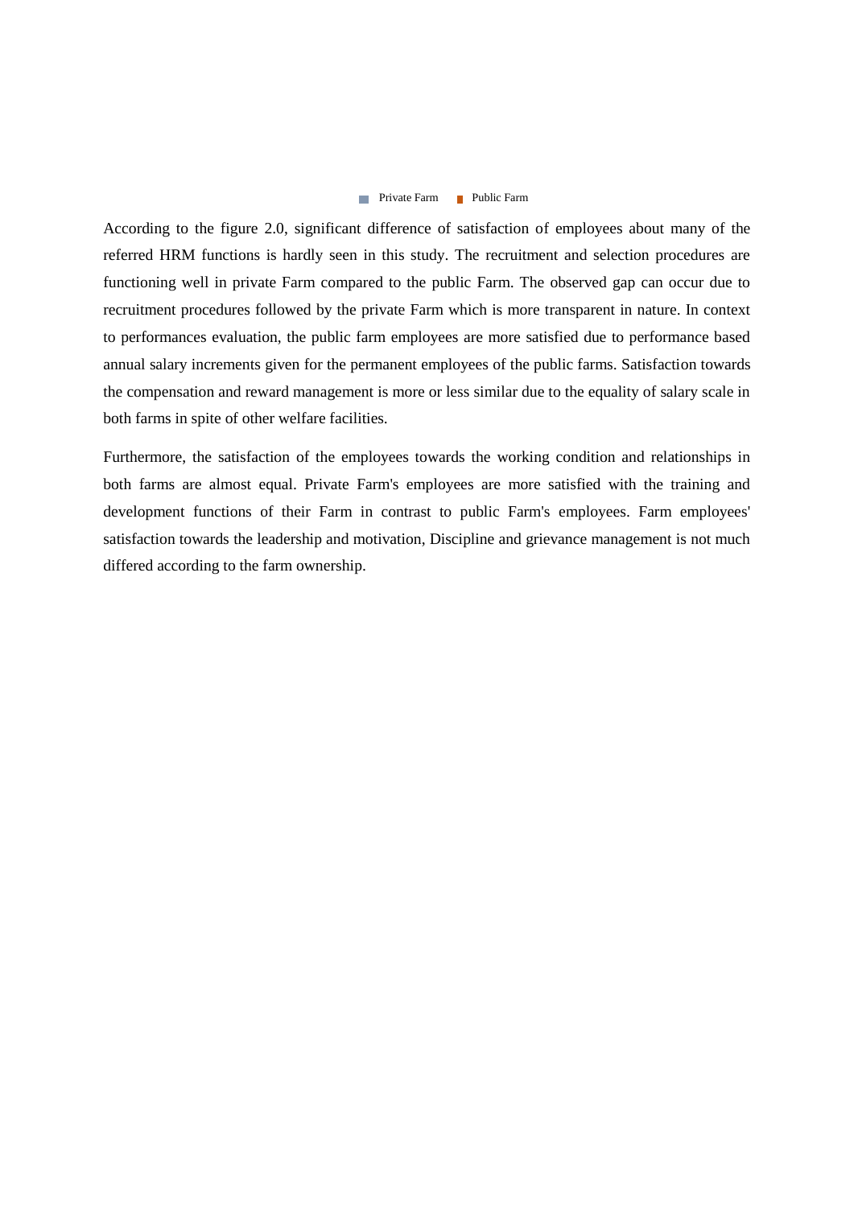Private Farm　Public Farm

According to the figure 2.0, significant difference of satisfaction of employees about many of the referred HRM functions is hardly seen in this study. The recruitment and selection procedures are functioning well in private Farm compared to the public Farm. The observed gap can occur due to recruitment procedures followed by the private Farm which is more transparent in nature. In context to performances evaluation, the public farm employees are more satisfied due to performance based annual salary increments given for the permanent employees of the public farms. Satisfaction towards the compensation and reward management is more or less similar due to the equality of salary scale in both farms in spite of other welfare facilities.

Furthermore, the satisfaction of the employees towards the working condition and relationships in both farms are almost equal. Private Farm's employees are more satisfied with the training and development functions of their Farm in contrast to public Farm's employees. Farm employees' satisfaction towards the leadership and motivation, Discipline and grievance management is not much differed according to the farm ownership.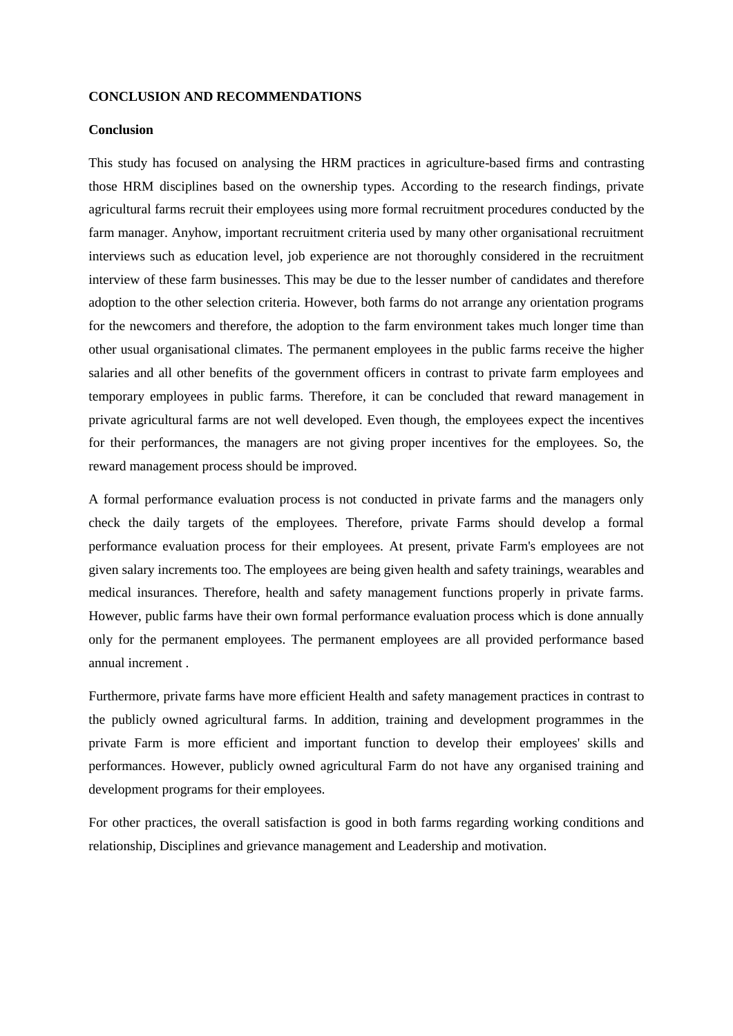## CONCLUSION AND RECOMMENDATIONS

### Conclusion

This study has focused on analysing the HRM practices in agriculture-based firms and contrasting those HRM disciplines based on the ownership types. According to the research findings, private agricultural farms recruit their employees using more formal recruitment procedures conducted by the farm manager. Anyhow, important recruitment criteria used by many other organisational recruitment interviews such as education level, job experience are not thoroughly considered in the recruitment interview of these farm businesses. This may be due to the lesser number of candidates and therefore adoption to the other selection criteria. However, both farms do not arrange any orientation programs for the newcomers and therefore, the adoption to the farm environment takes much longer time than other usual organisational climates. The permanent employees in the public farms receive the higher salaries and all other benefits of the government officers in contrast to private farm employees and temporary employees in public farms. Therefore, it can be concluded that reward management in private agricultural farms are not well developed. Even though, the employees expect the incentives for their performances, the managers are not giving proper incentives for the employees. So, the reward management process should be improved.

A formal performance evaluation process is not conducted in private farms and the managers only check the daily targets of the employees. Therefore, private Farms should develop a formal performance evaluation process for their employees. At present, private Farm's employees are not given salary increments too. The employees are being given health and safety trainings, wearables and medical insurances. Therefore, health and safety management functions properly in private farms. However, public farms have their own formal performance evaluation process which is done annually only for the permanent employees. The permanent employees are all provided performance based annual increment .

Furthermore, private farms have more efficient Health and safety management practices in contrast to the publicly owned agricultural farms. In addition, training and development programmes in the private Farm is more efficient and important function to develop their employees' skills and performances. However, publicly owned agricultural Farm do not have any organised training and development programs for their employees.

For other practices, the overall satisfaction is good in both farms regarding working conditions and relationship, Disciplines and grievance management and Leadership and motivation.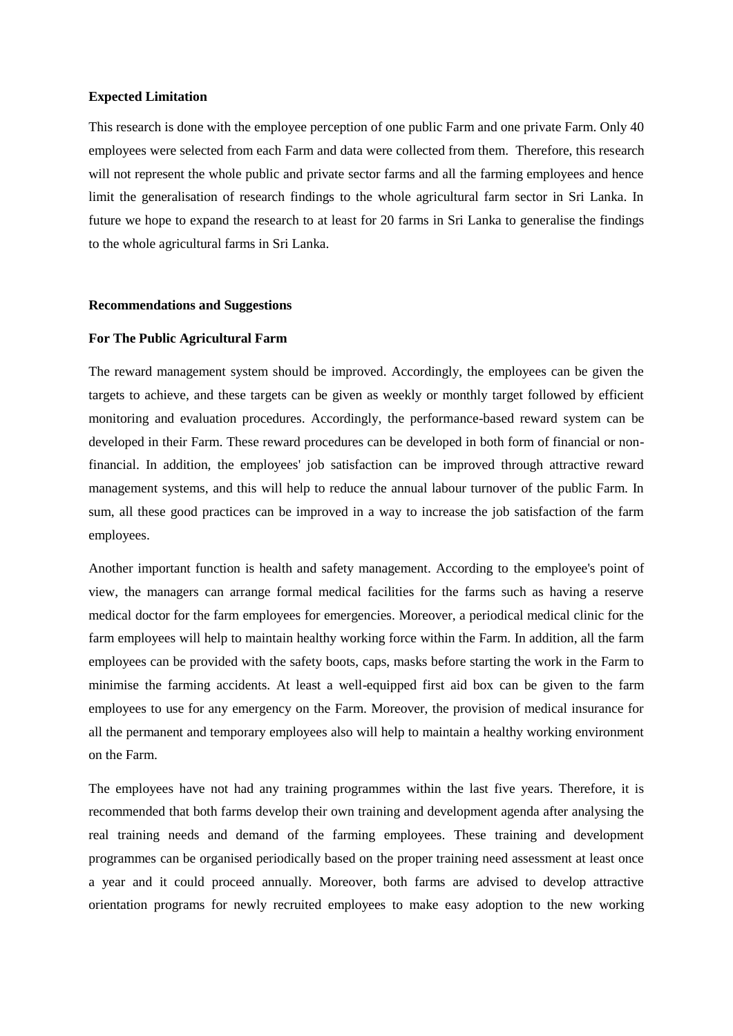**Expected Limitation**

This research is done with the employee perception of one public Farm and one private Farm. Only 40 employees were selected from each Farm and data were collected from them. Therefore, this research will not represent the whole public and private sector farms and all the farming employees and hence limit the generalisation of research findings to the whole agricultural farm sector in Sri Lanka. In future we hope to expand the research to at least for 20 farms in Sri Lanka to generalise the findings to the whole agricultural farms in Sri Lanka.

**Recommendations and Suggestions**

**For The Public Agricultural Farm**

The reward management system should be improved. Accordingly, the employees can be given the targets to achieve, and these targets can be given as weekly or monthly target followed by efficient monitoring and evaluation procedures. Accordingly, the performance-based reward system can be developed in their Farm. These reward procedures can be developed in both form of financial or non-financial. In addition, the employees' job satisfaction can be improved through attractive reward management systems, and this will help to reduce the annual labour turnover of the public Farm. In sum, all these good practices can be improved in a way to increase the job satisfaction of the farm employees.

Another important function is health and safety management. According to the employee's point of view, the managers can arrange formal medical facilities for the farms such as having a reserve medical doctor for the farm employees for emergencies. Moreover, a periodical medical clinic for the farm employees will help to maintain healthy working force within the Farm. In addition, all the farm employees can be provided with the safety boots, caps, masks before starting the work in the Farm to minimise the farming accidents. At least a well-equipped first aid box can be given to the farm employees to use for any emergency on the Farm. Moreover, the provision of medical insurance for all the permanent and temporary employees also will help to maintain a healthy working environment on the Farm.

The employees have not had any training programmes within the last five years. Therefore, it is recommended that both farms develop their own training and development agenda after analysing the real training needs and demand of the farming employees. These training and development programmes can be organised periodically based on the proper training need assessment at least once a year and it could proceed annually. Moreover, both farms are advised to develop attractive orientation programs for newly recruited employees to make easy adoption to the new working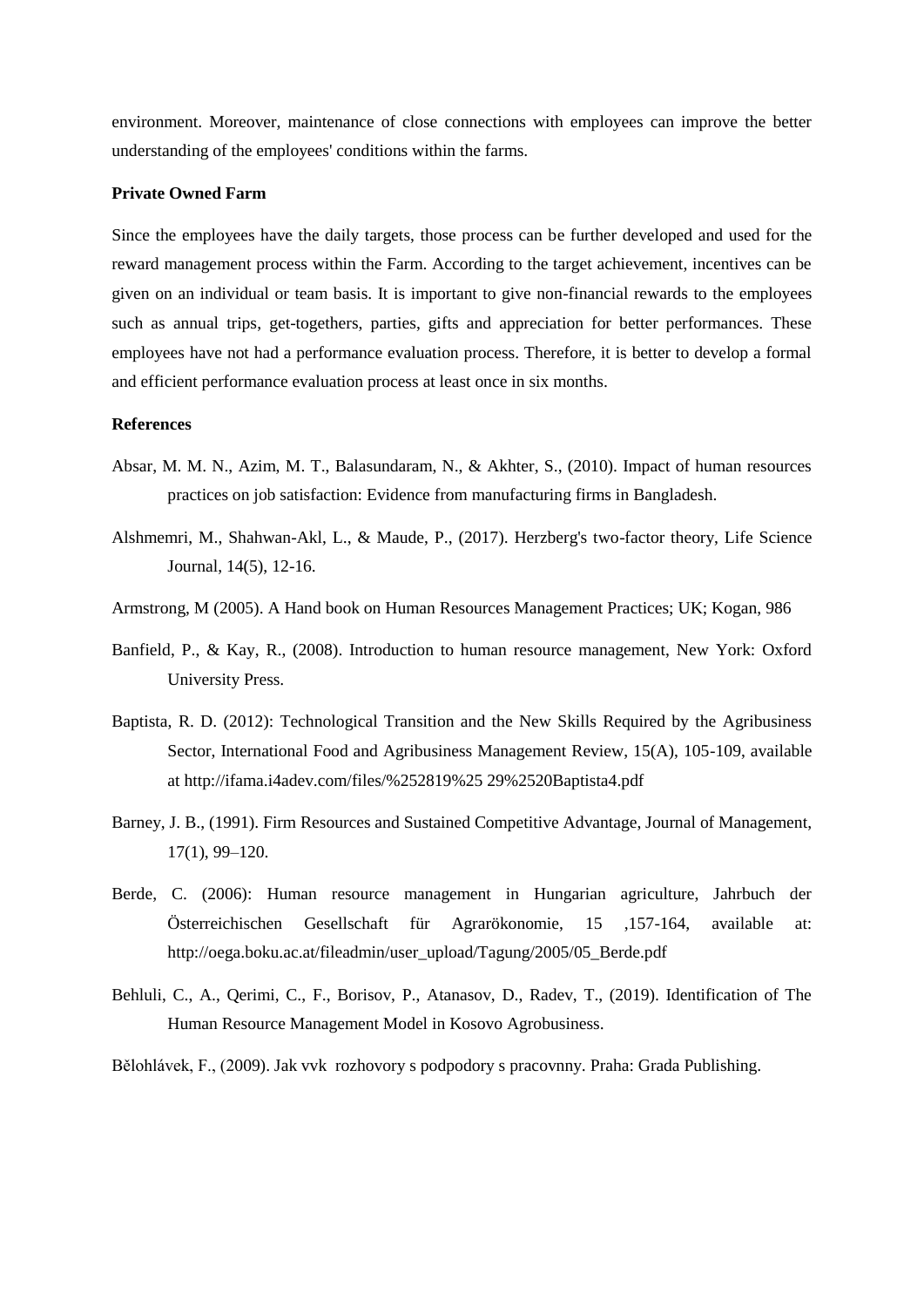environment. Moreover, maintenance of close connections with employees can improve the better understanding of the employees' conditions within the farms.

**Private Owned Farm**

Since the employees have the daily targets, those process can be further developed and used for the reward management process within the Farm. According to the target achievement, incentives can be given on an individual or team basis. It is important to give non-financial rewards to the employees such as annual trips, get-togethers, parties, gifts and appreciation for better performances. These employees have not had a performance evaluation process. Therefore, it is better to develop a formal and efficient performance evaluation process at least once in six months.

**References**

Absar, M. M. N., Azim, M. T., Balasundaram, N., & Akhter, S., (2010). Impact of human resources practices on job satisfaction: Evidence from manufacturing firms in Bangladesh.

Alshmemri, M., Shahwan-Akl, L., & Maude, P., (2017). Herzberg's two-factor theory, Life Science Journal, 14(5), 12-16.

Armstrong, M (2005). A Hand book on Human Resources Management Practices; UK; Kogan, 986

Banfield, P., & Kay, R., (2008). Introduction to human resource management, New York: Oxford University Press.

Baptista, R. D. (2012): Technological Transition and the New Skills Required by the Agribusiness Sector, International Food and Agribusiness Management Review, 15(A), 105-109, available at http://ifama.i4adev.com/files/%252819%25 29%2520Baptista4.pdf

Barney, J. B., (1991). Firm Resources and Sustained Competitive Advantage, Journal of Management, 17(1), 99–120.

Berde, C. (2006): Human resource management in Hungarian agriculture, Jahrbuch der Österreichischen Gesellschaft für Agrarökonomie, 15 ,157-164, available at: http://oega.boku.ac.at/fileadmin/user_upload/Tagung/2005/05_Berde.pdf

Behluli, C., A., Qerimi, C., F., Borisov, P., Atanasov, D., Radev, T., (2019). Identification of The Human Resource Management Model in Kosovo Agrobusiness.

Bělohlávek, F., (2009). Jak vvk  rozhovory s podpodory s pracovnny. Praha: Grada Publishing.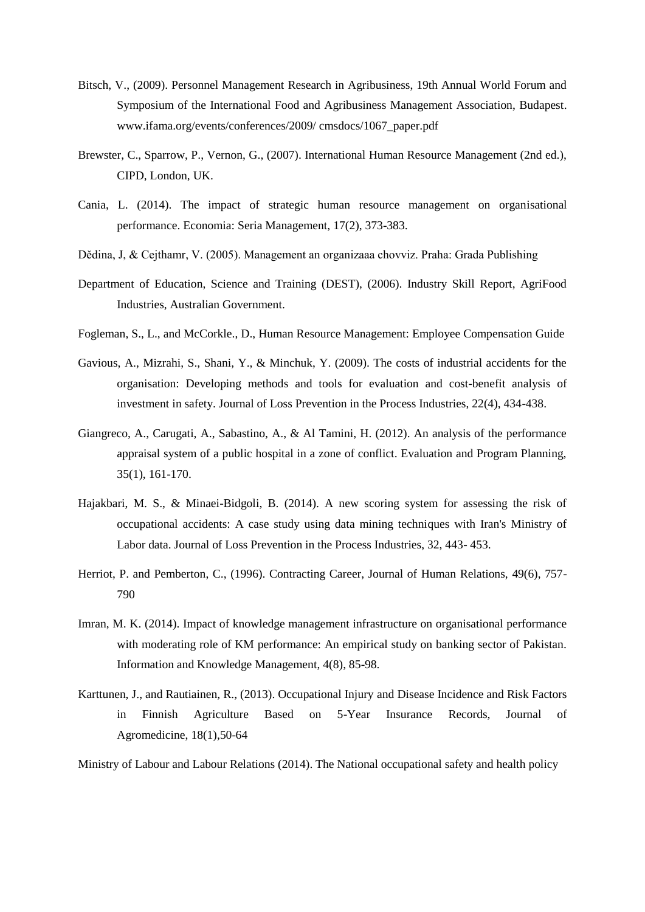Bitsch, V., (2009). Personnel Management Research in Agribusiness, 19th Annual World Forum and Symposium of the International Food and Agribusiness Management Association, Budapest. www.ifama.org/events/conferences/2009/ cmsdocs/1067_paper.pdf

Brewster, C., Sparrow, P., Vernon, G., (2007). International Human Resource Management (2nd ed.), CIPD, London, UK.

Cania, L. (2014). The impact of strategic human resource management on organisational performance. Economia: Seria Management, 17(2), 373-383.

Dědina, J, & Cejthamr, V. (2005). Management an organizaaa chovviz. Praha: Grada Publishing

Department of Education, Science and Training (DEST), (2006). Industry Skill Report, AgriFood Industries, Australian Government.

Fogleman, S., L., and McCorkle., D., Human Resource Management: Employee Compensation Guide

Gavious, A., Mizrahi, S., Shani, Y., & Minchuk, Y. (2009). The costs of industrial accidents for the organisation: Developing methods and tools for evaluation and cost-benefit analysis of investment in safety. Journal of Loss Prevention in the Process Industries, 22(4), 434-438.

Giangreco, A., Carugati, A., Sabastino, A., & Al Tamini, H. (2012). An analysis of the performance appraisal system of a public hospital in a zone of conflict. Evaluation and Program Planning, 35(1), 161-170.

Hajakbari, M. S., & Minaei-Bidgoli, B. (2014). A new scoring system for assessing the risk of occupational accidents: A case study using data mining techniques with Iran's Ministry of Labor data. Journal of Loss Prevention in the Process Industries, 32, 443- 453.

Herriot, P. and Pemberton, C., (1996). Contracting Career, Journal of Human Relations, 49(6), 757-790

Imran, M. K. (2014). Impact of knowledge management infrastructure on organisational performance with moderating role of KM performance: An empirical study on banking sector of Pakistan. Information and Knowledge Management, 4(8), 85-98.

Karttunen, J., and Rautiainen, R., (2013). Occupational Injury and Disease Incidence and Risk Factors in Finnish Agriculture Based on 5-Year Insurance Records, Journal of Agromedicine, 18(1),50-64

Ministry of Labour and Labour Relations (2014). The National occupational safety and health policy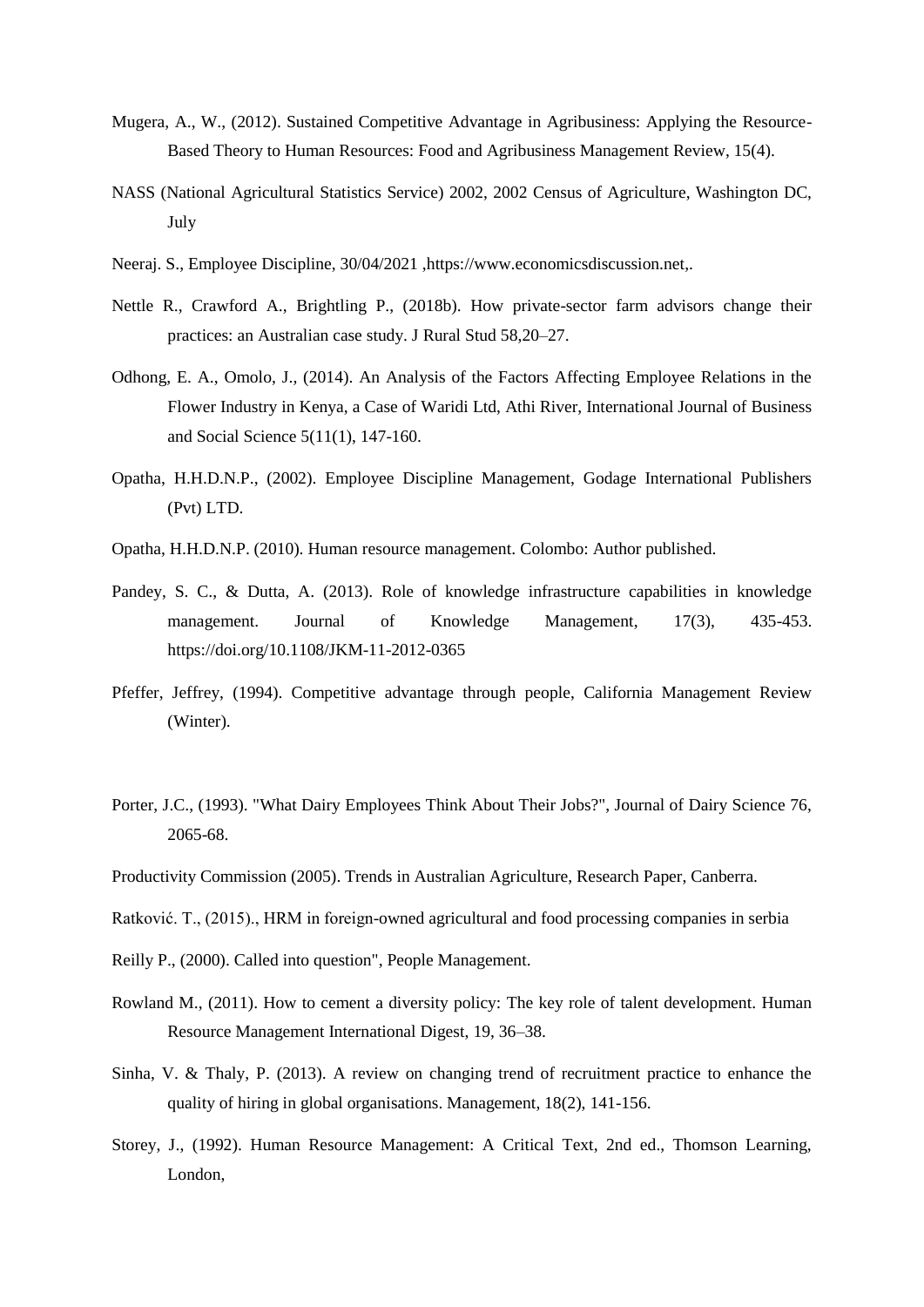Mugera, A., W., (2012). Sustained Competitive Advantage in Agribusiness: Applying the Resource-Based Theory to Human Resources: Food and Agribusiness Management Review, 15(4).

NASS (National Agricultural Statistics Service) 2002, 2002 Census of Agriculture, Washington DC, July

Neeraj. S., Employee Discipline, 30/04/2021 ,https://www.economicsdiscussion.net,.

Nettle R., Crawford A., Brightling P., (2018b). How private-sector farm advisors change their practices: an Australian case study. J Rural Stud 58,20–27.

Odhong, E. A., Omolo, J., (2014). An Analysis of the Factors Affecting Employee Relations in the Flower Industry in Kenya, a Case of Waridi Ltd, Athi River, International Journal of Business and Social Science 5(11(1), 147-160.

Opatha, H.H.D.N.P., (2002). Employee Discipline Management, Godage International Publishers (Pvt) LTD.

Opatha, H.H.D.N.P. (2010). Human resource management. Colombo: Author published.

Pandey, S. C., & Dutta, A. (2013). Role of knowledge infrastructure capabilities in knowledge management. Journal of Knowledge Management, 17(3), 435-453. https://doi.org/10.1108/JKM-11-2012-0365

Pfeffer, Jeffrey, (1994). Competitive advantage through people, California Management Review (Winter).

Porter, J.C., (1993). "What Dairy Employees Think About Their Jobs?", Journal of Dairy Science 76, 2065-68.

Productivity Commission (2005). Trends in Australian Agriculture, Research Paper, Canberra.

Ratković. T., (2015)., HRM in foreign-owned agricultural and food processing companies in serbia

Reilly P., (2000). Called into question", People Management.

Rowland M., (2011). How to cement a diversity policy: The key role of talent development. Human Resource Management International Digest, 19, 36–38.

Sinha, V. & Thaly, P. (2013). A review on changing trend of recruitment practice to enhance the quality of hiring in global organisations. Management, 18(2), 141-156.

Storey, J., (1992). Human Resource Management: A Critical Text, 2nd ed., Thomson Learning, London,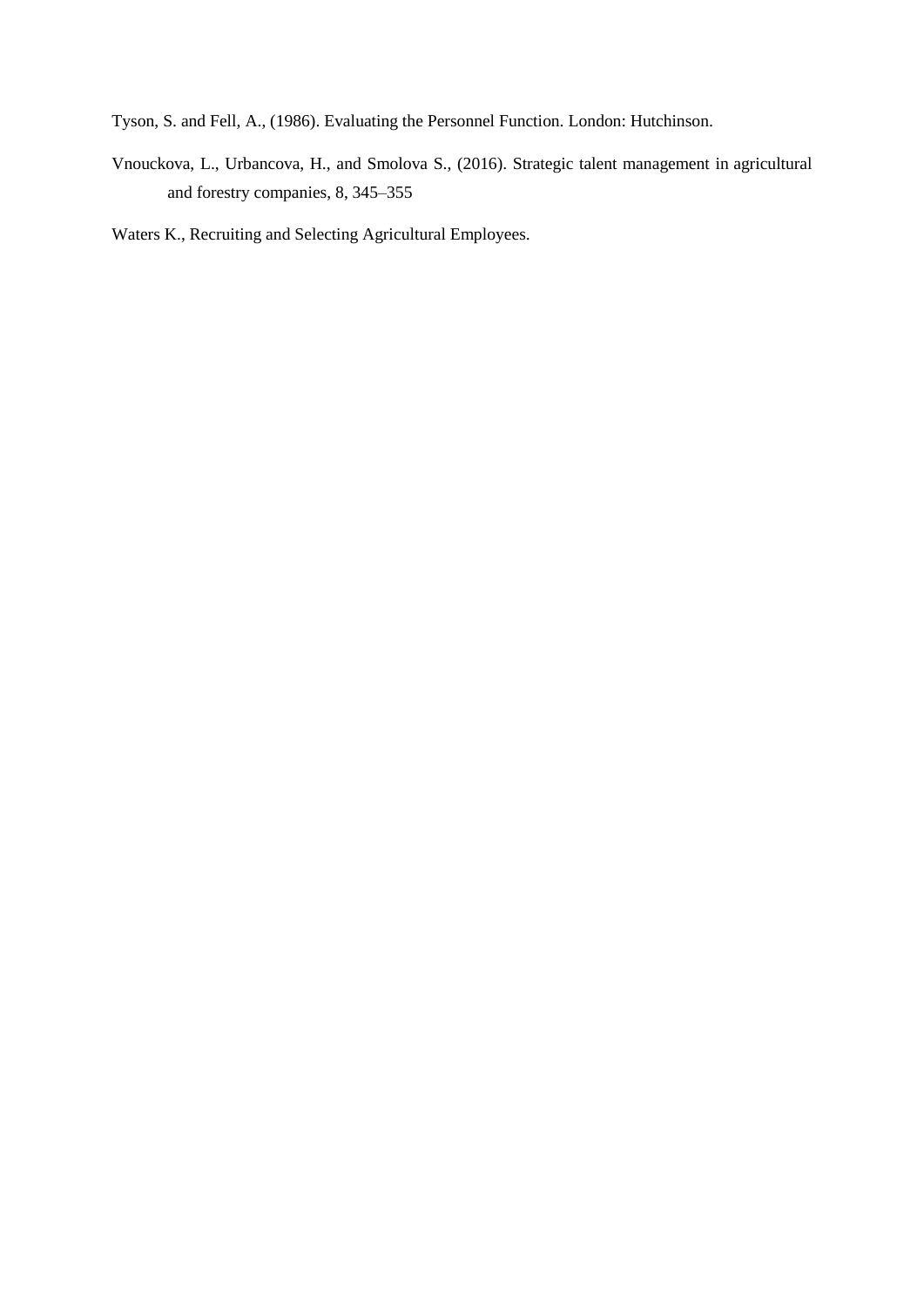Tyson, S. and Fell, A., (1986). Evaluating the Personnel Function. London: Hutchinson.

Vnouckova, L., Urbancova, H., and Smolova S., (2016). Strategic talent management in agricultural and forestry companies, 8, 345–355

Waters K., Recruiting and Selecting Agricultural Employees.